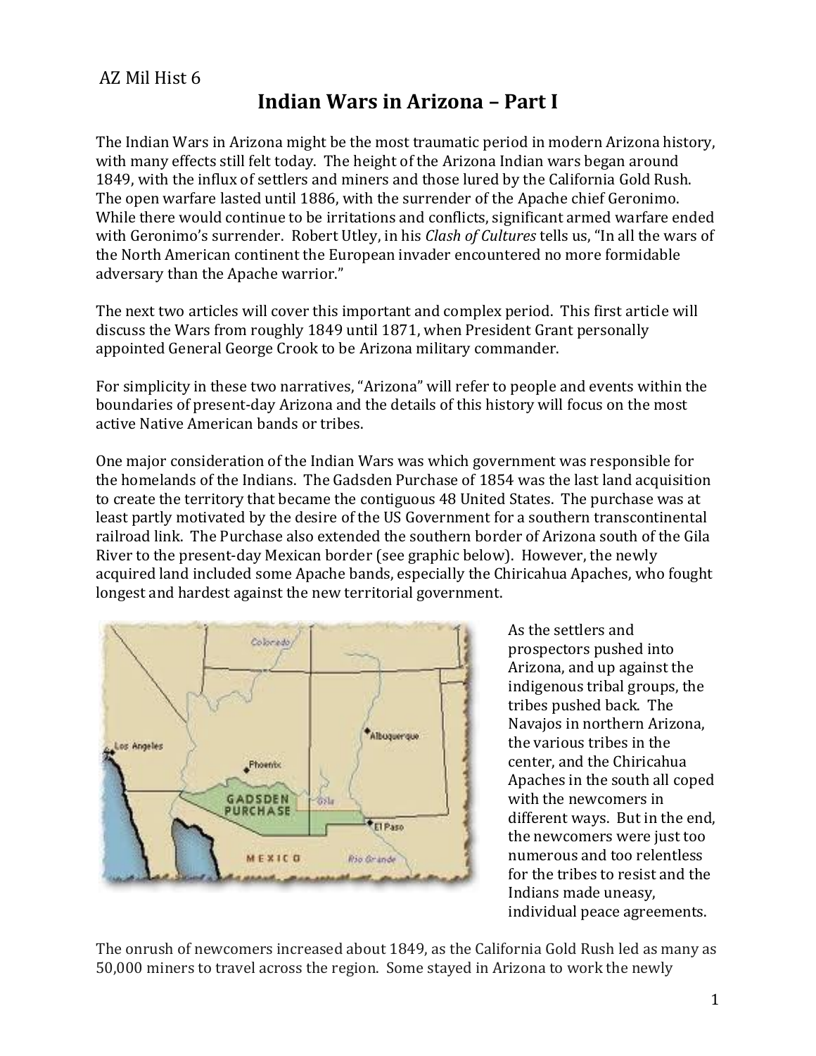AZ Mil Hist 6

# Indian Wars in Arizona – Part I

The Indian Wars in Arizona might be the most traumatic period in modern Arizona history, with many effects still felt today. The height of the Arizona Indian wars began around 1849, with the influx of settlers and miners and those lured by the California Gold Rush. The open warfare lasted until 1886, with the surrender of the Apache chief Geronimo. While there would continue to be irritations and conflicts, significant armed warfare ended with Geronimo's surrender. Robert Utley, in his *Clash of Cultures* tells us, "In all the wars of the North American continent the European invader encountered no more formidable adversary than the Apache warrior."

The next two articles will cover this important and complex period. This first article will discuss the Wars from roughly 1849 until 1871, when President Grant personally appointed General George Crook to be Arizona military commander.

For simplicity in these two narratives, "Arizona" will refer to people and events within the boundaries of present-day Arizona and the details of this history will focus on the most active Native American bands or tribes.

One major consideration of the Indian Wars was which government was responsible for the homelands of the Indians. The Gadsden Purchase of 1854 was the last land acquisition to create the territory that became the contiguous 48 United States. The purchase was at least partly motivated by the desire of the US Government for a southern transcontinental railroad link. The Purchase also extended the southern border of Arizona south of the Gila River to the present-day Mexican border (see graphic below). However, the newly acquired land included some Apache bands, especially the Chiricahua Apaches, who fought longest and hardest against the new territorial government.

As the settlers and prospectors pushed into Arizona, and up against the indigenous tribal groups, the tribes pushed back. The Navajos in northern Arizona, the various tribes in the center, and the Chiricahua Apaches in the south all coped with the newcomers in different ways. But in the end, the newcomers were just too numerous and too relentless for the tribes to resist and the Indians made uneasy, individual peace agreements.

The onrush of newcomers increased about 1849, as the California Gold Rush led as many as 50,000 miners to travel across the region. Some stayed in Arizona to work the newly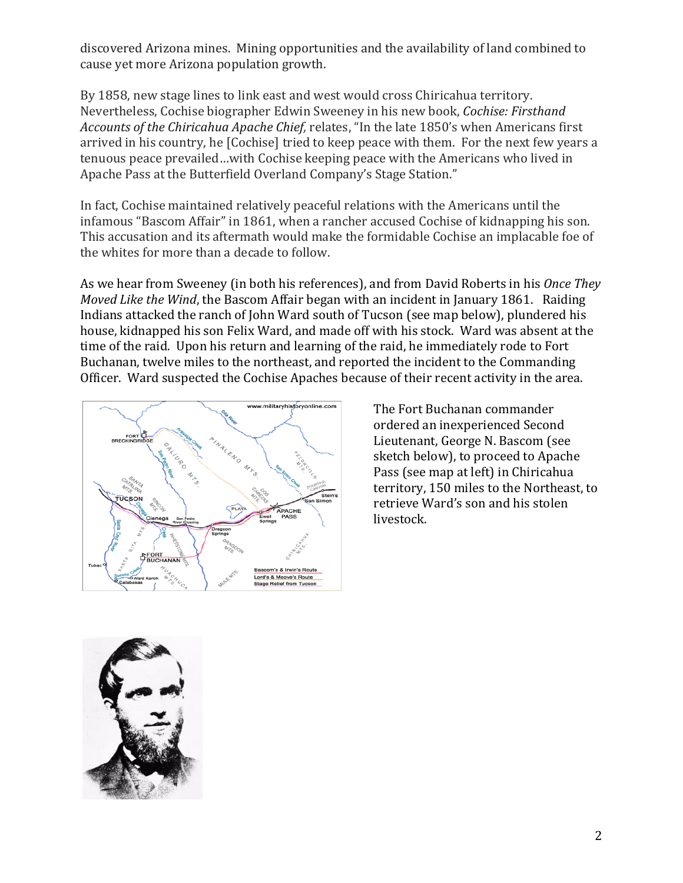discovered Arizona mines. Mining opportunities and the availability of land combined to cause yet more Arizona population growth.

By 1858, new stage lines to link east and west would cross Chiricahua territory. Nevertheless, Cochise biographer Edwin Sweeney in his new book, *Cochise: Firsthand Accounts of the Chiricahua Apache Chief,* relates, "In the late 1850's when Americans first arrived in his country, he [Cochise] tried to keep peace with them. For the next few years a tenuous peace prevailed…with Cochise keeping peace with the Americans who lived in Apache Pass at the Butterfield Overland Company's Stage Station."

In fact, Cochise maintained relatively peaceful relations with the Americans until the infamous "Bascom Affair" in 1861, when a rancher accused Cochise of kidnapping his son. This accusation and its aftermath would make the formidable Cochise an implacable foe of the whites for more than a decade to follow.

As we hear from Sweeney (in both his references), and from David Roberts in his *Once They Moved Like the Wind*, the Bascom Affair began with an incident in January 1861. Raiding Indians attacked the ranch of John Ward south of Tucson (see map below), plundered his house, kidnapped his son Felix Ward, and made off with his stock. Ward was absent at the time of the raid. Upon his return and learning of the raid, he immediately rode to Fort Buchanan, twelve miles to the northeast, and reported the incident to the Commanding Officer. Ward suspected the Cochise Apaches because of their recent activity in the area.

The Fort Buchanan commander ordered an inexperienced Second Lieutenant, George N. Bascom (see sketch below), to proceed to Apache Pass (see map at left) in Chiricahua territory, 150 miles to the Northeast, to retrieve Ward's son and his stolen livestock.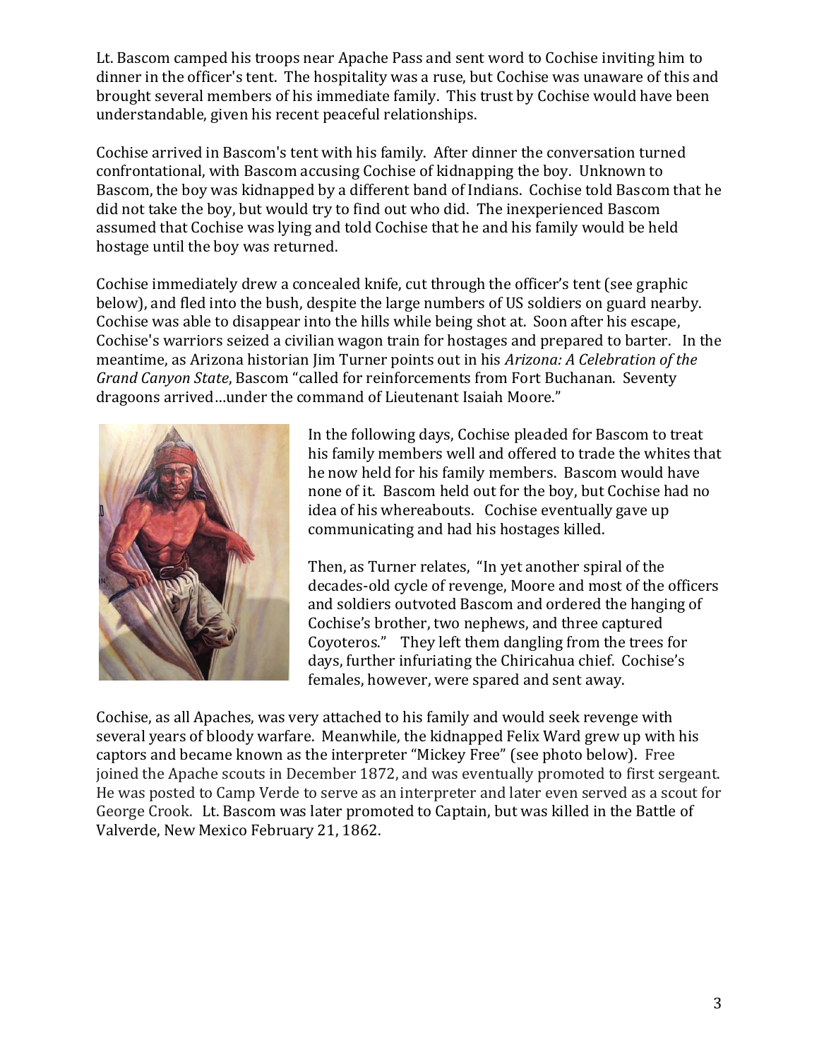Lt. Bascom camped his troops near Apache Pass and sent word to Cochise inviting him to dinner in the officer's tent. The hospitality was a ruse, but Cochise was unaware of this and brought several members of his immediate family. This trust by Cochise would have been understandable, given his recent peaceful relationships.

Cochise arrived in Bascom's tent with his family. After dinner the conversation turned confrontational, with Bascom accusing Cochise of kidnapping the boy. Unknown to Bascom, the boy was kidnapped by a different band of Indians. Cochise told Bascom that he did not take the boy, but would try to find out who did. The inexperienced Bascom assumed that Cochise was lying and told Cochise that he and his family would be held hostage until the boy was returned.

Cochise immediately drew a concealed knife, cut through the officer's tent (see graphic below), and fled into the bush, despite the large numbers of US soldiers on guard nearby. Cochise was able to disappear into the hills while being shot at. Soon after his escape, Cochise's warriors seized a civilian wagon train for hostages and prepared to barter. In the meantime, as Arizona historian Jim Turner points out in his *Arizona: A Celebration of the Grand Canyon State*, Bascom "called for reinforcements from Fort Buchanan. Seventy dragoons arrived…under the command of Lieutenant Isaiah Moore."

In the following days, Cochise pleaded for Bascom to treat his family members well and offered to trade the whites that he now held for his family members. Bascom would have none of it. Bascom held out for the boy, but Cochise had no idea of his whereabouts. Cochise eventually gave up communicating and had his hostages killed.

Then, as Turner relates, "In yet another spiral of the decades-old cycle of revenge, Moore and most of the officers and soldiers outvoted Bascom and ordered the hanging of Cochise's brother, two nephews, and three captured Coyoteros." They left them dangling from the trees for days, further infuriating the Chiricahua chief. Cochise's females, however, were spared and sent away.

Cochise, as all Apaches, was very attached to his family and would seek revenge with several years of bloody warfare. Meanwhile, the kidnapped Felix Ward grew up with his captors and became known as the interpreter "Mickey Free" (see photo below). Free joined the Apache scouts in December 1872, and was eventually promoted to first sergeant. He was posted to Camp Verde to serve as an interpreter and later even served as a scout for George Crook. Lt. Bascom was later promoted to Captain, but was killed in the Battle of Valverde, New Mexico February 21, 1862.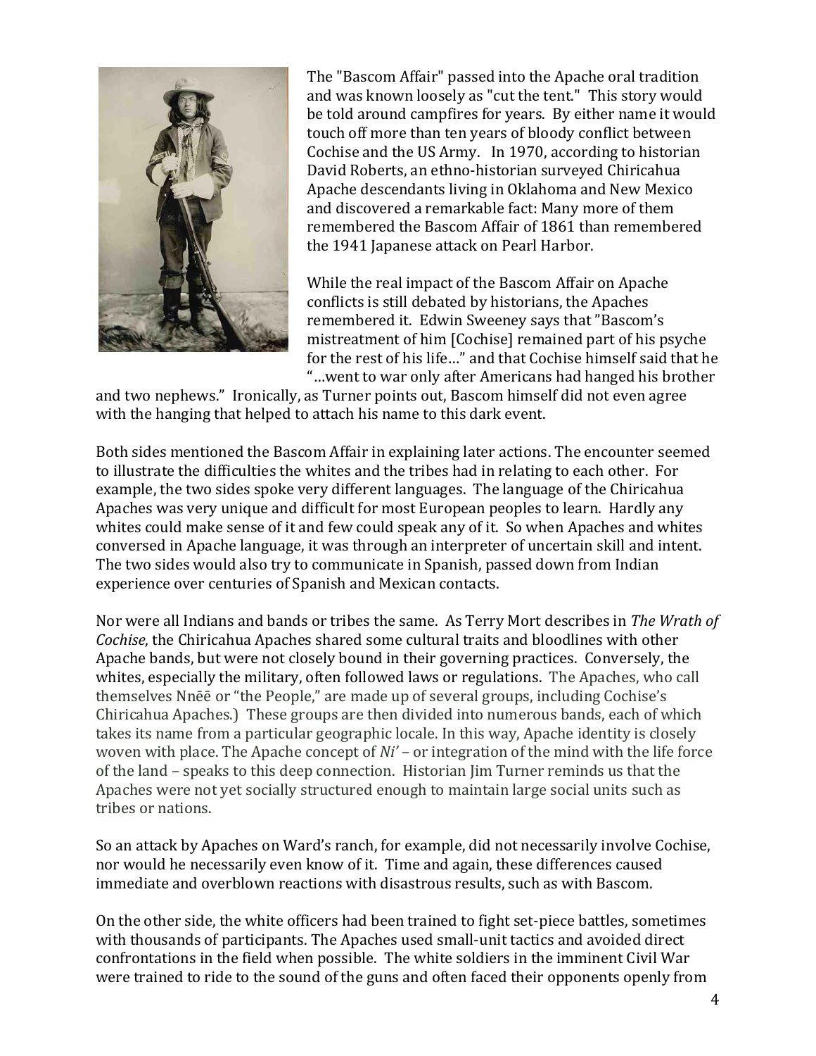The "Bascom Affair" passed into the Apache oral tradition and was known loosely as "cut the tent." This story would be told around campfires for years. By either name it would touch off more than ten years of bloody conflict between Cochise and the US Army. In 1970, according to historian David Roberts, an ethno-historian surveyed Chiricahua Apache descendants living in Oklahoma and New Mexico and discovered a remarkable fact: Many more of them remembered the Bascom Affair of 1861 than remembered the 1941 Japanese attack on Pearl Harbor.

While the real impact of the Bascom Affair on Apache conflicts is still debated by historians, the Apaches remembered it. Edwin Sweeney says that "Bascom's mistreatment of him [Cochise] remained part of his psyche for the rest of his life…" and that Cochise himself said that he "…went to war only after Americans had hanged his brother and two nephews." Ironically, as Turner points out, Bascom himself did not even agree with the hanging that helped to attach his name to this dark event.

Both sides mentioned the Bascom Affair in explaining later actions. The encounter seemed to illustrate the difficulties the whites and the tribes had in relating to each other. For example, the two sides spoke very different languages. The language of the Chiricahua Apaches was very unique and difficult for most European peoples to learn. Hardly any whites could make sense of it and few could speak any of it. So when Apaches and whites conversed in Apache language, it was through an interpreter of uncertain skill and intent. The two sides would also try to communicate in Spanish, passed down from Indian experience over centuries of Spanish and Mexican contacts.

Nor were all Indians and bands or tribes the same. As Terry Mort describes in *The Wrath of Cochise*, the Chiricahua Apaches shared some cultural traits and bloodlines with other Apache bands, but were not closely bound in their governing practices. Conversely, the whites, especially the military, often followed laws or regulations. The Apaches, who call themselves Nnēē or "the People," are made up of several groups, including Cochise's Chiricahua Apaches.) These groups are then divided into numerous bands, each of which takes its name from a particular geographic locale. In this way, Apache identity is closely woven with place. The Apache concept of *Ni'* – or integration of the mind with the life force of the land – speaks to this deep connection. Historian Jim Turner reminds us that the Apaches were not yet socially structured enough to maintain large social units such as tribes or nations.

So an attack by Apaches on Ward's ranch, for example, did not necessarily involve Cochise, nor would he necessarily even know of it. Time and again, these differences caused immediate and overblown reactions with disastrous results, such as with Bascom.

On the other side, the white officers had been trained to fight set-piece battles, sometimes with thousands of participants. The Apaches used small-unit tactics and avoided direct confrontations in the field when possible. The white soldiers in the imminent Civil War were trained to ride to the sound of the guns and often faced their opponents openly from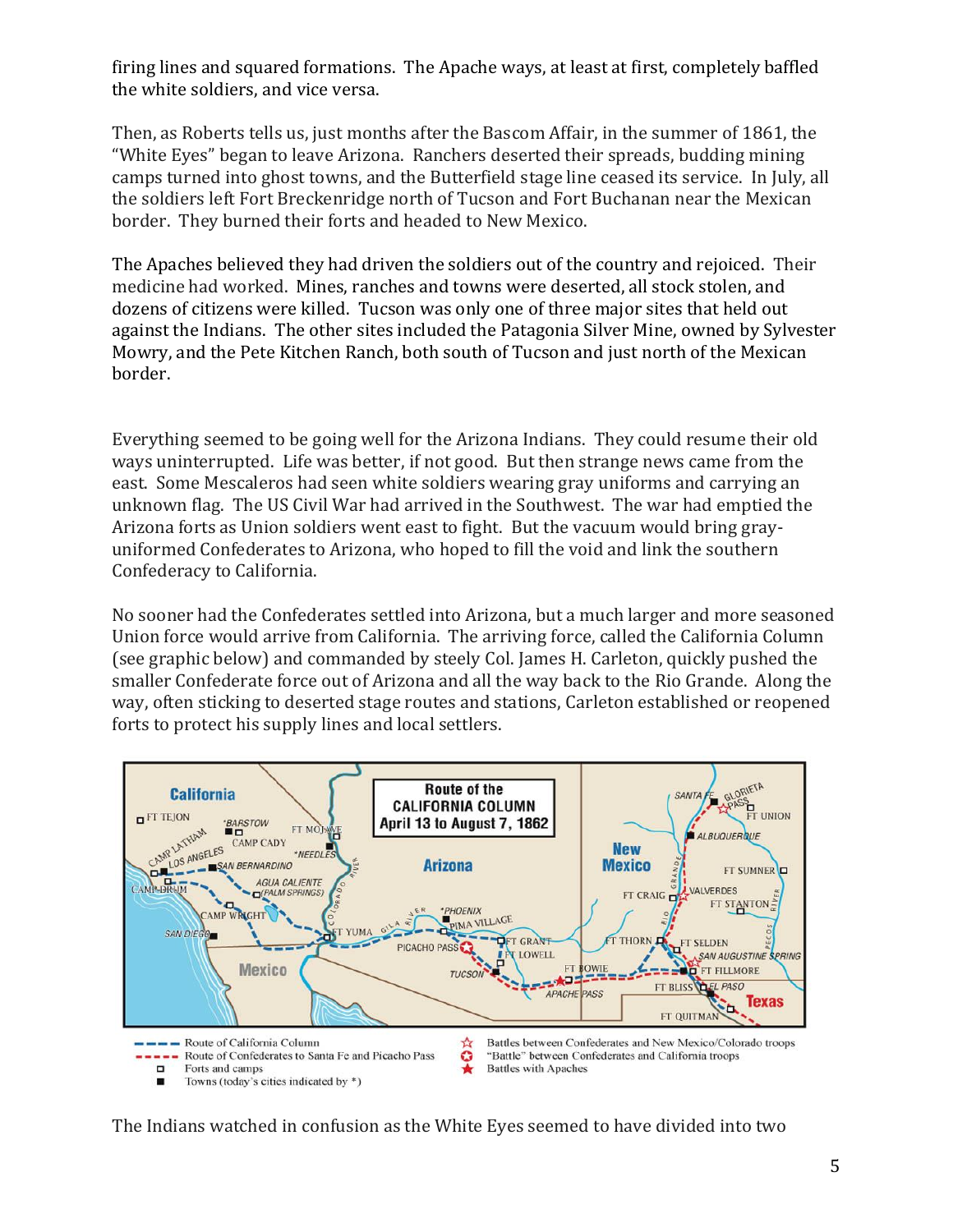firing lines and squared formations. The Apache ways, at least at first, completely baffled the white soldiers, and vice versa.

Then, as Roberts tells us, just months after the Bascom Affair, in the summer of 1861, the "White Eyes" began to leave Arizona. Ranchers deserted their spreads, budding mining camps turned into ghost towns, and the Butterfield stage line ceased its service. In July, all the soldiers left Fort Breckenridge north of Tucson and Fort Buchanan near the Mexican border. They burned their forts and headed to New Mexico.

The Apaches believed they had driven the soldiers out of the country and rejoiced. Their medicine had worked. Mines, ranches and towns were deserted, all stock stolen, and dozens of citizens were killed. Tucson was only one of three major sites that held out against the Indians. The other sites included the Patagonia Silver Mine, owned by Sylvester Mowry, and the Pete Kitchen Ranch, both south of Tucson and just north of the Mexican border.

Everything seemed to be going well for the Arizona Indians. They could resume their old ways uninterrupted. Life was better, if not good. But then strange news came from the east. Some Mescaleros had seen white soldiers wearing gray uniforms and carrying an unknown flag. The US Civil War had arrived in the Southwest. The war had emptied the Arizona forts as Union soldiers went east to fight. But the vacuum would bring gray-uniformed Confederates to Arizona, who hoped to fill the void and link the southern Confederacy to California.

No sooner had the Confederates settled into Arizona, but a much larger and more seasoned Union force would arrive from California. The arriving force, called the California Column (see graphic below) and commanded by steely Col. James H. Carleton, quickly pushed the smaller Confederate force out of Arizona and all the way back to the Rio Grande. Along the way, often sticking to deserted stage routes and stations, Carleton established or reopened forts to protect his supply lines and local settlers.

The Indians watched in confusion as the White Eyes seemed to have divided into two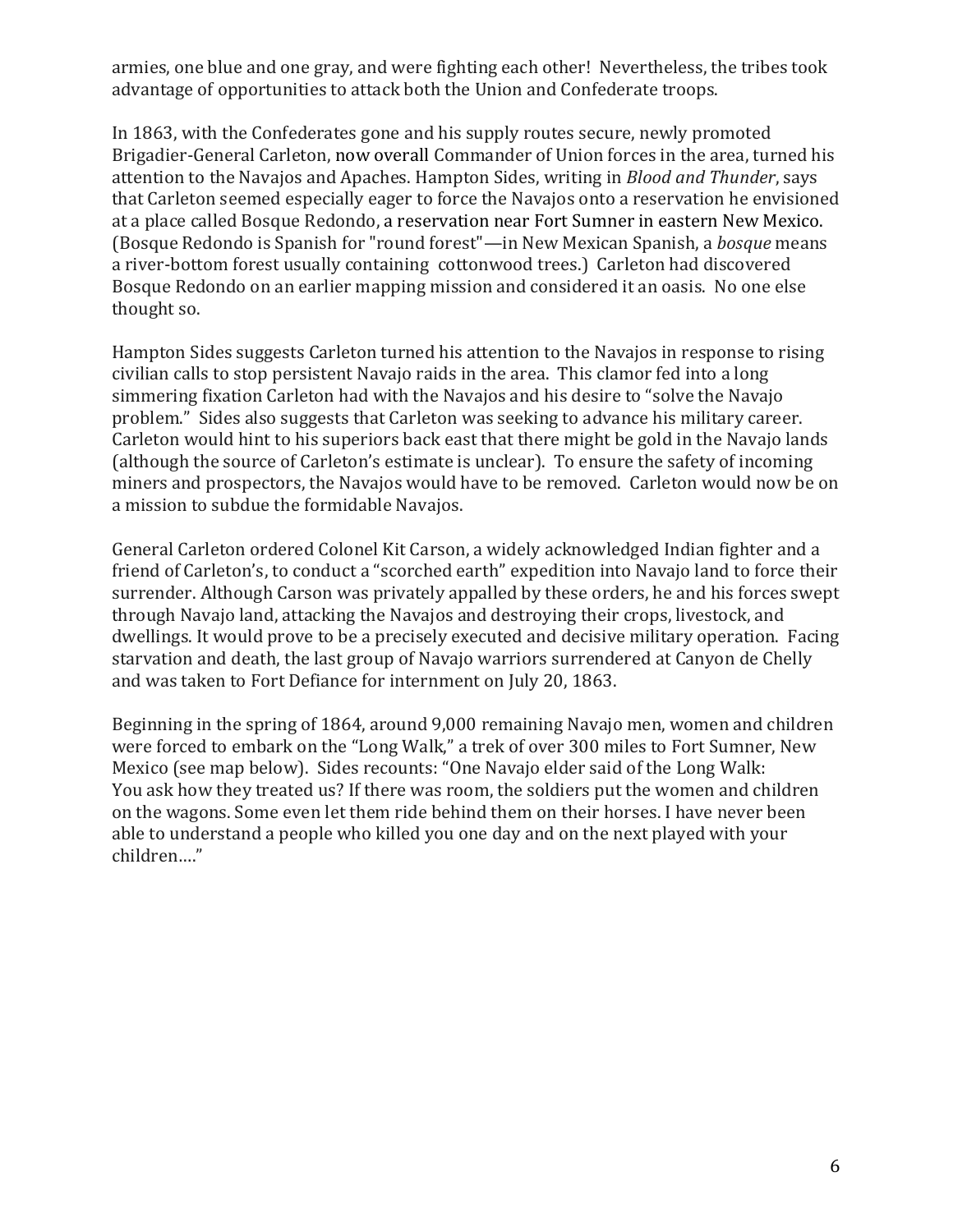armies, one blue and one gray, and were fighting each other! Nevertheless, the tribes took advantage of opportunities to attack both the Union and Confederate troops.

In 1863, with the Confederates gone and his supply routes secure, newly promoted Brigadier-General Carleton, now overall Commander of Union forces in the area, turned his attention to the Navajos and Apaches. Hampton Sides, writing in *Blood and Thunder*, says that Carleton seemed especially eager to force the Navajos onto a reservation he envisioned at a place called Bosque Redondo, a reservation near Fort Sumner in eastern New Mexico. (Bosque Redondo is Spanish for "round forest"—in New Mexican Spanish, a *bosque* means a river-bottom forest usually containing cottonwood trees.) Carleton had discovered Bosque Redondo on an earlier mapping mission and considered it an oasis. No one else thought so.

Hampton Sides suggests Carleton turned his attention to the Navajos in response to rising civilian calls to stop persistent Navajo raids in the area. This clamor fed into a long simmering fixation Carleton had with the Navajos and his desire to "solve the Navajo problem." Sides also suggests that Carleton was seeking to advance his military career. Carleton would hint to his superiors back east that there might be gold in the Navajo lands (although the source of Carleton's estimate is unclear). To ensure the safety of incoming miners and prospectors, the Navajos would have to be removed. Carleton would now be on a mission to subdue the formidable Navajos.

General Carleton ordered Colonel Kit Carson, a widely acknowledged Indian fighter and a friend of Carleton's, to conduct a "scorched earth" expedition into Navajo land to force their surrender. Although Carson was privately appalled by these orders, he and his forces swept through Navajo land, attacking the Navajos and destroying their crops, livestock, and dwellings. It would prove to be a precisely executed and decisive military operation. Facing starvation and death, the last group of Navajo warriors surrendered at Canyon de Chelly and was taken to Fort Defiance for internment on July 20, 1863.

Beginning in the spring of 1864, around 9,000 remaining Navajo men, women and children were forced to embark on the "Long Walk," a trek of over 300 miles to Fort Sumner, New Mexico (see map below). Sides recounts: "One Navajo elder said of the Long Walk: You ask how they treated us? If there was room, the soldiers put the women and children on the wagons. Some even let them ride behind them on their horses. I have never been able to understand a people who killed you one day and on the next played with your children…."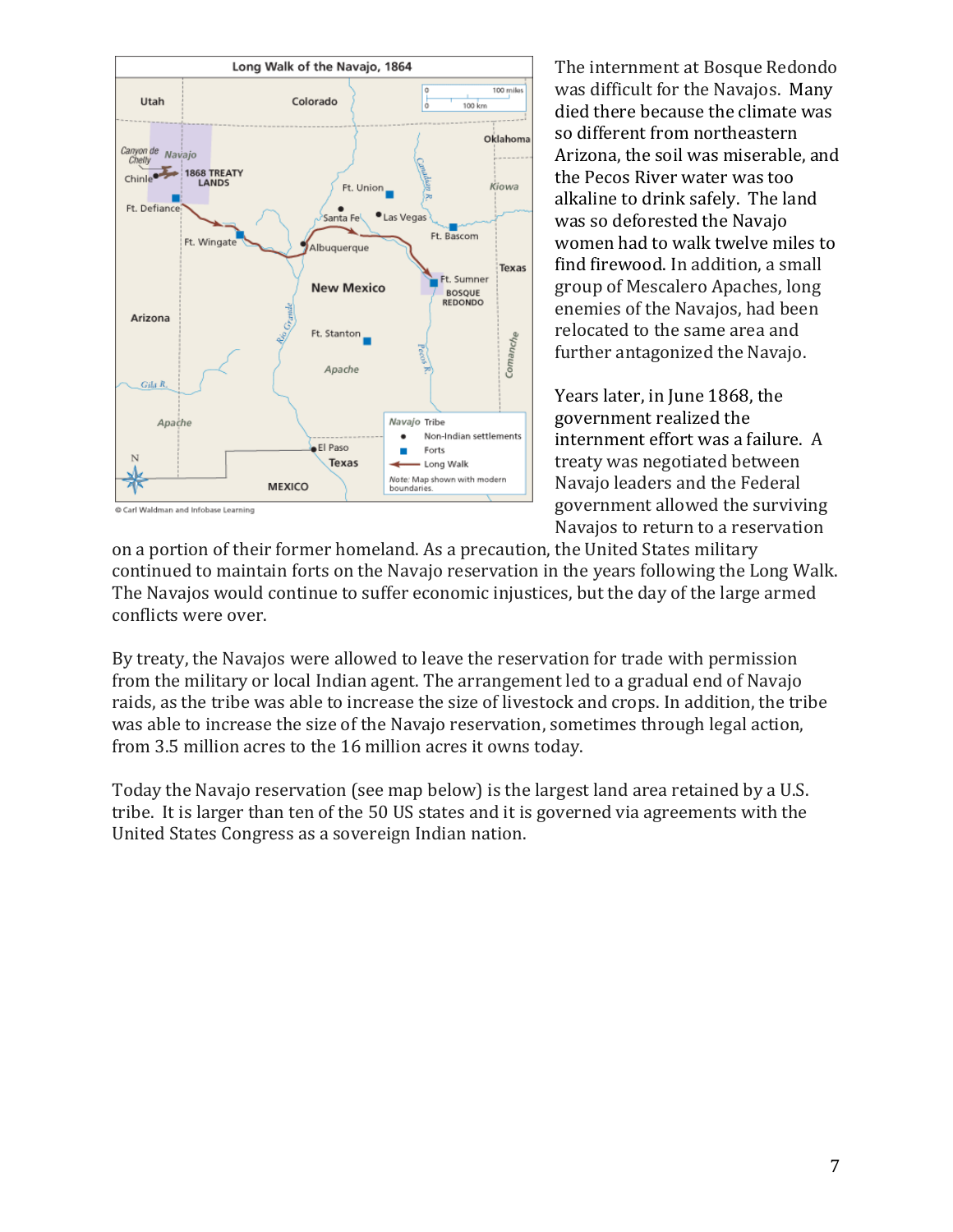The internment at Bosque Redondo was difficult for the Navajos. Many died there because the climate was so different from northeastern Arizona, the soil was miserable, and the Pecos River water was too alkaline to drink safely. The land was so deforested the Navajo women had to walk twelve miles to find firewood. In addition, a small group of Mescalero Apaches, long enemies of the Navajos, had been relocated to the same area and further antagonized the Navajo.

Years later, in June 1868, the government realized the internment effort was a failure. A treaty was negotiated between Navajo leaders and the Federal government allowed the surviving Navajos to return to a reservation on a portion of their former homeland. As a precaution, the United States military continued to maintain forts on the Navajo reservation in the years following the Long Walk. The Navajos would continue to suffer economic injustices, but the day of the large armed conflicts were over.

By treaty, the Navajos were allowed to leave the reservation for trade with permission from the military or local Indian agent. The arrangement led to a gradual end of Navajo raids, as the tribe was able to increase the size of livestock and crops. In addition, the tribe was able to increase the size of the Navajo reservation, sometimes through legal action, from 3.5 million acres to the 16 million acres it owns today.

Today the Navajo reservation (see map below) is the largest land area retained by a U.S. tribe. It is larger than ten of the 50 US states and it is governed via agreements with the United States Congress as a sovereign Indian nation.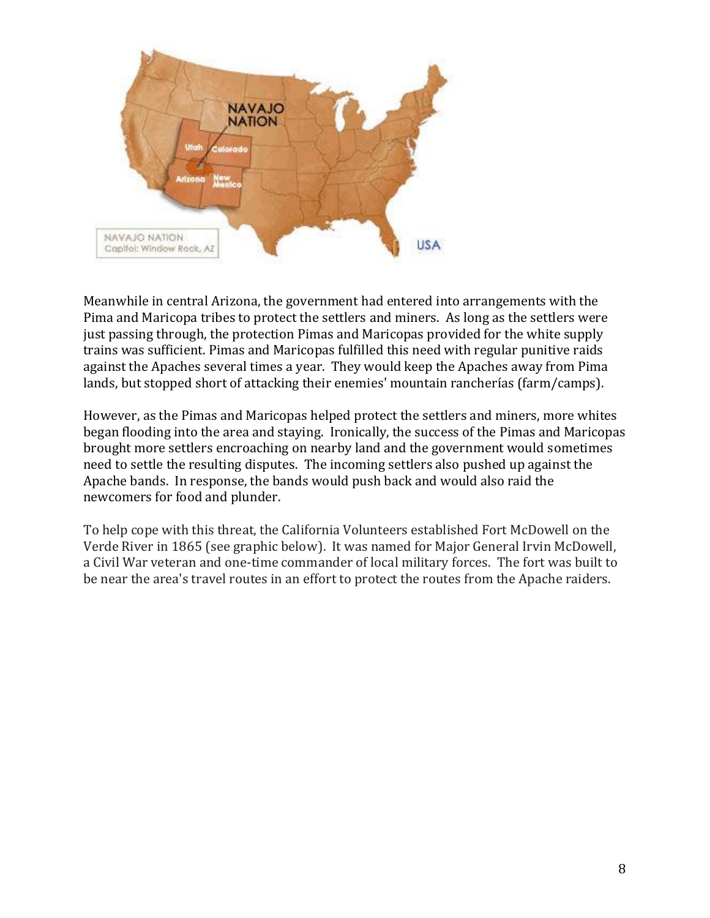Meanwhile in central Arizona, the government had entered into arrangements with the Pima and Maricopa tribes to protect the settlers and miners. As long as the settlers were just passing through, the protection Pimas and Maricopas provided for the white supply trains was sufficient. Pimas and Maricopas fulfilled this need with regular punitive raids against the Apaches several times a year. They would keep the Apaches away from Pima lands, but stopped short of attacking their enemies' mountain rancherías (farm/camps).

However, as the Pimas and Maricopas helped protect the settlers and miners, more whites began flooding into the area and staying. Ironically, the success of the Pimas and Maricopas brought more settlers encroaching on nearby land and the government would sometimes need to settle the resulting disputes. The incoming settlers also pushed up against the Apache bands. In response, the bands would push back and would also raid the newcomers for food and plunder.

To help cope with this threat, the California Volunteers established Fort McDowell on the Verde River in 1865 (see graphic below). It was named for Major General Irvin McDowell, a Civil War veteran and one-time commander of local military forces. The fort was built to be near the area's travel routes in an effort to protect the routes from the Apache raiders.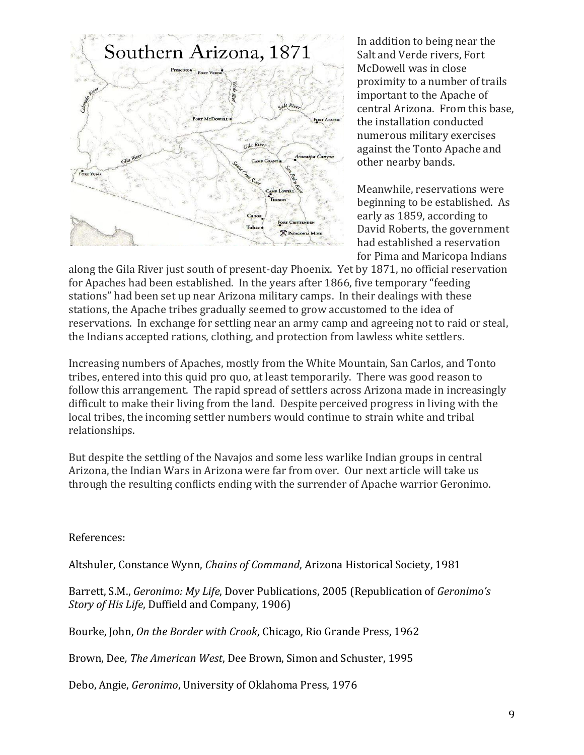In addition to being near the Salt and Verde rivers, Fort McDowell was in close proximity to a number of trails important to the Apache of central Arizona. From this base, the installation conducted numerous military exercises against the Tonto Apache and other nearby bands.

Meanwhile, reservations were beginning to be established. As early as 1859, according to David Roberts, the government had established a reservation for Pima and Maricopa Indians along the Gila River just south of present-day Phoenix. Yet by 1871, no official reservation for Apaches had been established. In the years after 1866, five temporary "feeding stations" had been set up near Arizona military camps. In their dealings with these stations, the Apache tribes gradually seemed to grow accustomed to the idea of reservations. In exchange for settling near an army camp and agreeing not to raid or steal, the Indians accepted rations, clothing, and protection from lawless white settlers.

Increasing numbers of Apaches, mostly from the White Mountain, San Carlos, and Tonto tribes, entered into this quid pro quo, at least temporarily. There was good reason to follow this arrangement. The rapid spread of settlers across Arizona made in increasingly difficult to make their living from the land. Despite perceived progress in living with the local tribes, the incoming settler numbers would continue to strain white and tribal relationships.

But despite the settling of the Navajos and some less warlike Indian groups in central Arizona, the Indian Wars in Arizona were far from over. Our next article will take us through the resulting conflicts ending with the surrender of Apache warrior Geronimo.

References:

Altshuler, Constance Wynn, *Chains of Command*, Arizona Historical Society, 1981

Barrett, S.M., *Geronimo: My Life*, Dover Publications, 2005 (Republication of *Geronimo's Story of His Life*, Duffield and Company, 1906)

Bourke, John, *On the Border with Crook*, Chicago, Rio Grande Press, 1962

Brown, Dee, *The American West*, Dee Brown, Simon and Schuster, 1995

Debo, Angie, *Geronimo*, University of Oklahoma Press, 1976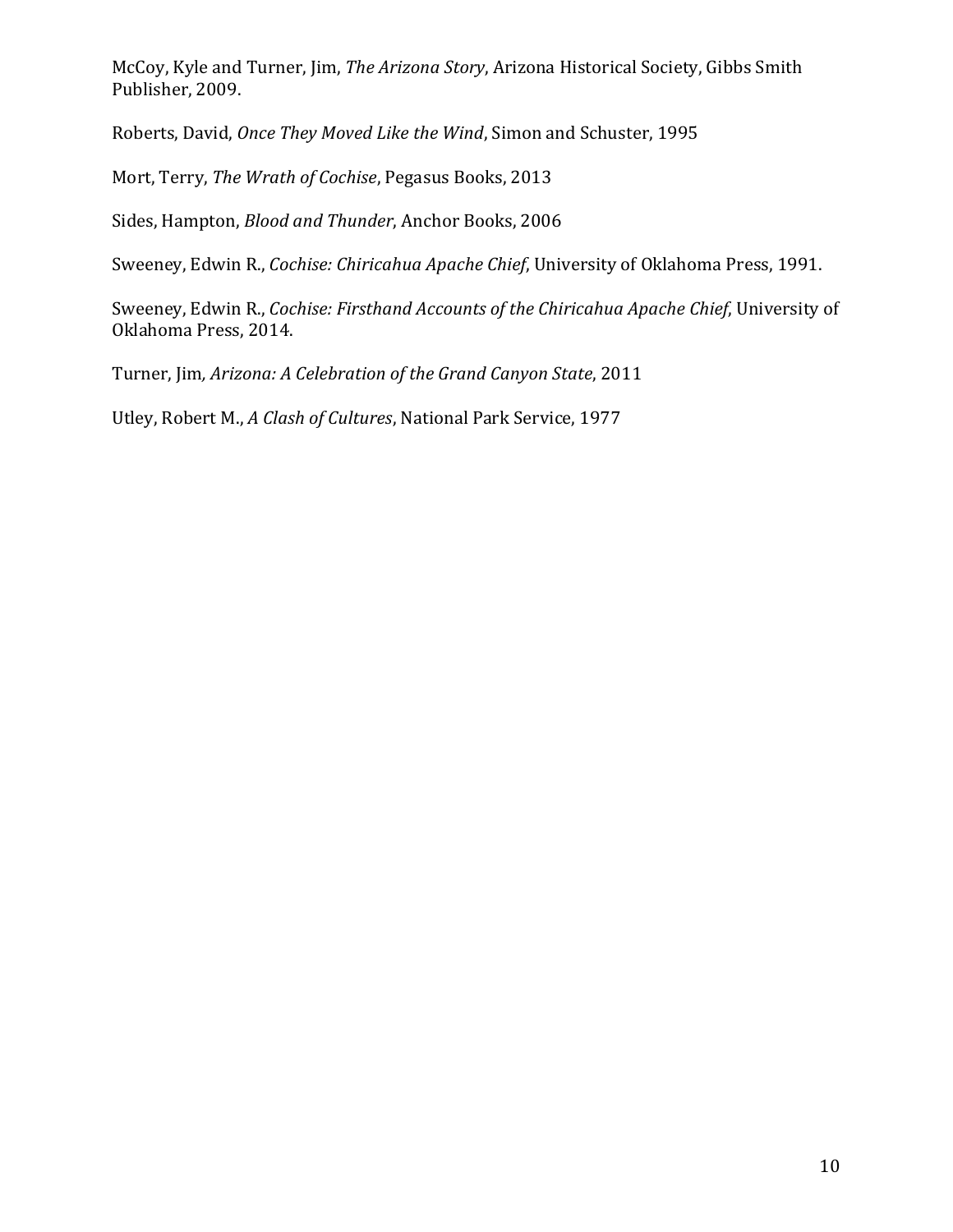McCoy, Kyle and Turner, Jim, *The Arizona Story*, Arizona Historical Society, Gibbs Smith Publisher, 2009.

Roberts, David, *Once They Moved Like the Wind*, Simon and Schuster, 1995

Mort, Terry, *The Wrath of Cochise*, Pegasus Books, 2013

Sides, Hampton, *Blood and Thunder*, Anchor Books, 2006

Sweeney, Edwin R., *Cochise: Chiricahua Apache Chief*, University of Oklahoma Press, 1991.

Sweeney, Edwin R., *Cochise: Firsthand Accounts of the Chiricahua Apache Chief*, University of Oklahoma Press, 2014.

Turner, Jim*, Arizona: A Celebration of the Grand Canyon State*, 2011

Utley, Robert M., *A Clash of Cultures*, National Park Service, 1977